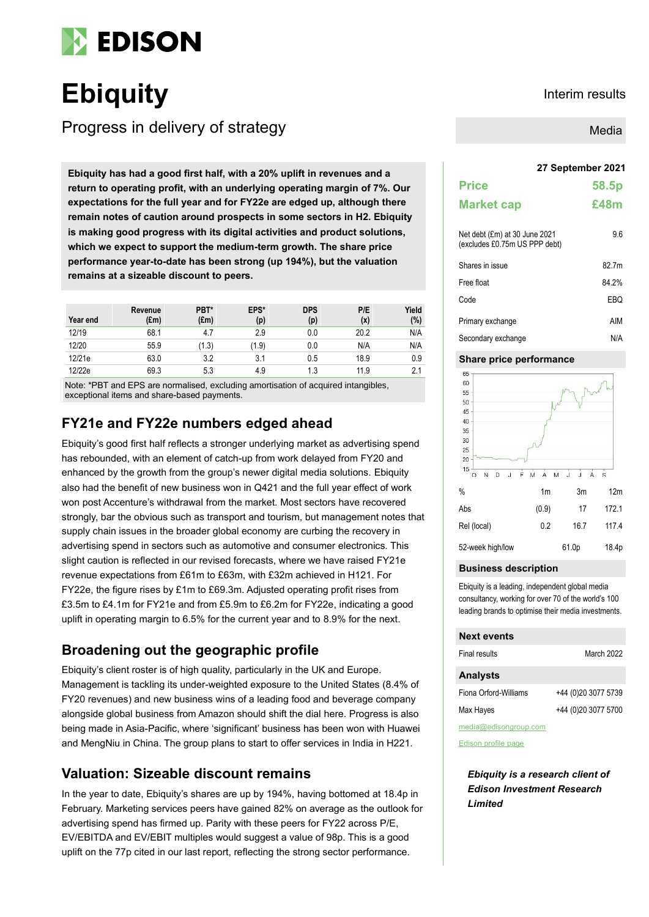# Ebiquity

## Progress in delivery of strategy

Interim results

Media

**Ebiquity has had a good first half, with a 20% uplift in revenues and a return to operating profit, with an underlying operating margin of 7%. Our expectations for the full year and for FY22e are edged up, although there remain notes of caution around prospects in some sectors in H2. Ebiquity is making good progress with its digital activities and product solutions, which we expect to support the medium-term growth. The share price performance year-to-date has been strong (up 194%), but the valuation remains at a sizeable discount to peers.**

| Year end | Revenue (£m) | PBT* (£m) | EPS* (p) | DPS (p) | P/E (x) | Yield (%) |
|---|---|---|---|---|---|---|
| 12/19 | 68.1 | 4.7 | 2.9 | 0.0 | 20.2 | N/A |
| 12/20 | 55.9 | (1.3) | (1.9) | 0.0 | N/A | N/A |
| 12/21e | 63.0 | 3.2 | 3.1 | 0.5 | 18.9 | 0.9 |
| 12/22e | 69.3 | 5.3 | 4.9 | 1.3 | 11.9 | 2.1 |

Note: *PBT and EPS are normalised, excluding amortisation of acquired intangibles, exceptional items and share-based payments.

## FY21e and FY22e numbers edged ahead

Ebiquity's good first half reflects a stronger underlying market as advertising spend has rebounded, with an element of catch-up from work delayed from FY20 and enhanced by the growth from the group's newer digital media solutions. Ebiquity also had the benefit of new business won in Q421 and the full year effect of work won post Accenture's withdrawal from the market. Most sectors have recovered strongly, bar the obvious such as transport and tourism, but management notes that supply chain issues in the broader global economy are curbing the recovery in advertising spend in sectors such as automotive and consumer electronics. This slight caution is reflected in our revised forecasts, where we have raised FY21e revenue expectations from £61m to £63m, with £32m achieved in H121. For FY22e, the figure rises by £1m to £69.3m. Adjusted operating profit rises from £3.5m to £4.1m for FY21e and from £5.9m to £6.2m for FY22e, indicating a good uplift in operating margin to 6.5% for the current year and to 8.9% for the next.

## Broadening out the geographic profile

Ebiquity's client roster is of high quality, particularly in the UK and Europe. Management is tackling its under-weighted exposure to the United States (8.4% of FY20 revenues) and new business wins of a leading food and beverage company alongside global business from Amazon should shift the dial here. Progress is also being made in Asia-Pacific, where 'significant' business has been won with Huawei and MengNiu in China. The group plans to start to offer services in India in H221.

## Valuation: Sizeable discount remains

In the year to date, Ebiquity's shares are up by 194%, having bottomed at 18.4p in February. Marketing services peers have gained 82% on average as the outlook for advertising spend has firmed up. Parity with these peers for FY22 across P/E, EV/EBITDA and EV/EBIT multiples would suggest a value of 98p. This is a good uplift on the 77p cited in our last report, reflecting the strong sector performance.

**27 September 2021**

| | |
|---|---|
| **Price** | **58.5p** |
| **Market cap** | **£48m** |

| | |
|---|---|
| Net debt (£m) at 30 June 2021 (excludes £0.75m US PPP debt) | 9.6 |
| Shares in issue | 82.7m |
| Free float | 84.2% |
| Code | EBQ |
| Primary exchange | AIM |
| Secondary exchange | N/A |

### Share price performance

| % | 1m | 3m | 12m |
|---|---|---|---|
| Abs | (0.9) | 17 | 172.1 |
| Rel (local) | 0.2 | 16.7 | 117.4 |

| 52-week high/low | 61.0p | 18.4p |
|---|---|---|

### Business description

Ebiquity is a leading, independent global media consultancy, working for over 70 of the world's 100 leading brands to optimise their media investments.

### Next events

| | |
|---|---|
| Final results | March 2022 |

### Analysts

| | |
|---|---|
| Fiona Orford-Williams | +44 (0)20 3077 5739 |
| Max Hayes | +44 (0)20 3077 5700 |

media@edisongroup.com

Edison profile page

***Ebiquity is a research client of Edison Investment Research Limited***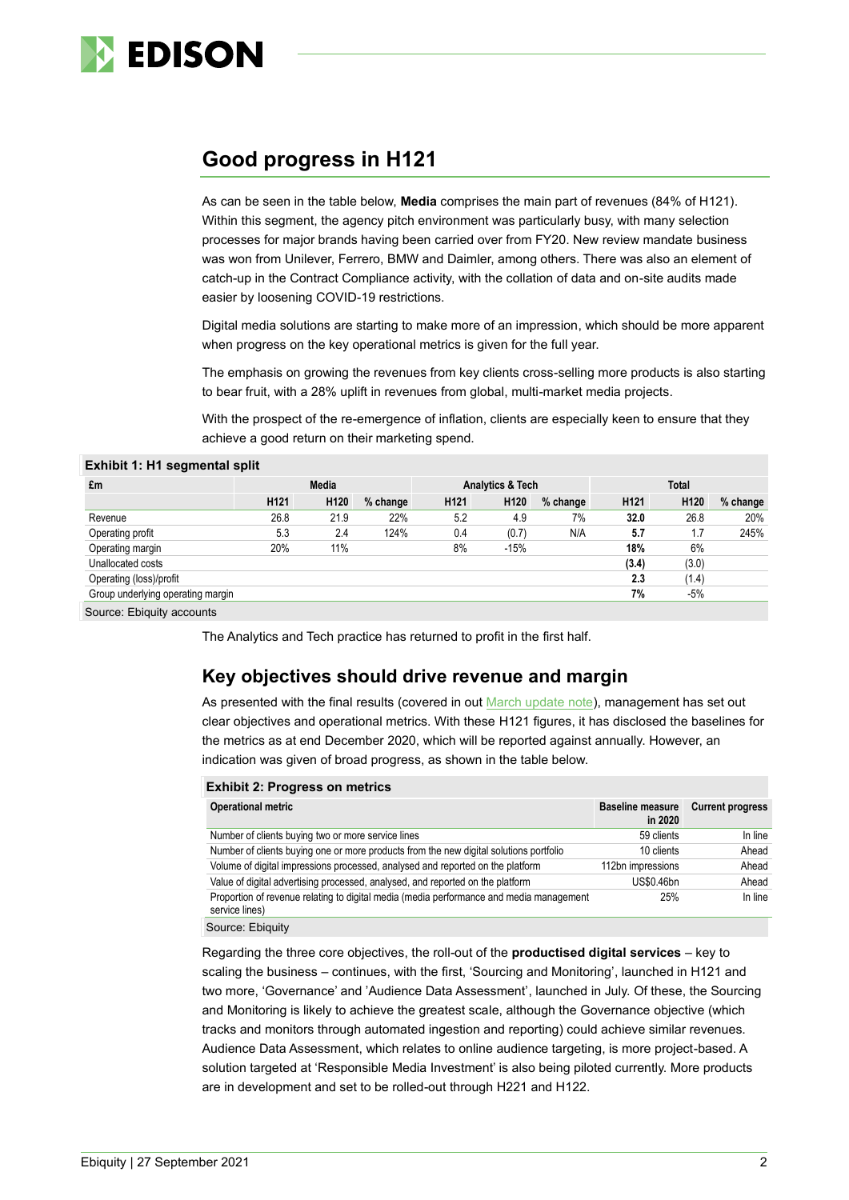## Good progress in H121

As can be seen in the table below, **Media** comprises the main part of revenues (84% of H121). Within this segment, the agency pitch environment was particularly busy, with many selection processes for major brands having been carried over from FY20. New review mandate business was won from Unilever, Ferrero, BMW and Daimler, among others. There was also an element of catch-up in the Contract Compliance activity, with the collation of data and on-site audits made easier by loosening COVID-19 restrictions.

Digital media solutions are starting to make more of an impression, which should be more apparent when progress on the key operational metrics is given for the full year.

The emphasis on growing the revenues from key clients cross-selling more products is also starting to bear fruit, with a 28% uplift in revenues from global, multi-market media projects.

With the prospect of the re-emergence of inflation, clients are especially keen to ensure that they achieve a good return on their marketing spend.

**Exhibit 1: H1 segmental split**

| £m | Media | | | Analytics & Tech | | | Total | | |
|---|---|---|---|---|---|---|---|---|---|
| | H121 | H120 | % change | H121 | H120 | % change | H121 | H120 | % change |
| Revenue | 26.8 | 21.9 | 22% | 5.2 | 4.9 | 7% | **32.0** | 26.8 | 20% |
| Operating profit | 5.3 | 2.4 | 124% | 0.4 | (0.7) | N/A | **5.7** | 1.7 | 245% |
| Operating margin | 20% | 11% | | 8% | -15% | | **18%** | 6% | |
| Unallocated costs | | | | | | | **(3.4)** | (3.0) | |
| Operating (loss)/profit | | | | | | | **2.3** | (1.4) | |
| Group underlying operating margin | | | | | | | **7%** | -5% | |

Source: Ebiquity accounts

The Analytics and Tech practice has returned to profit in the first half.

## Key objectives should drive revenue and margin

As presented with the final results (covered in out March update note), management has set out clear objectives and operational metrics. With these H121 figures, it has disclosed the baselines for the metrics as at end December 2020, which will be reported against annually. However, an indication was given of broad progress, as shown in the table below.

**Exhibit 2: Progress on metrics**

| Operational metric | Baseline measure in 2020 | Current progress |
|---|---|---|
| Number of clients buying two or more service lines | 59 clients | In line |
| Number of clients buying one or more products from the new digital solutions portfolio | 10 clients | Ahead |
| Volume of digital impressions processed, analysed and reported on the platform | 112bn impressions | Ahead |
| Value of digital advertising processed, analysed, and reported on the platform | US$0.46bn | Ahead |
| Proportion of revenue relating to digital media (media performance and media management service lines) | 25% | In line |

Source: Ebiquity

Regarding the three core objectives, the roll-out of the **productised digital services** – key to scaling the business – continues, with the first, 'Sourcing and Monitoring', launched in H121 and two more, 'Governance' and 'Audience Data Assessment', launched in July. Of these, the Sourcing and Monitoring is likely to achieve the greatest scale, although the Governance objective (which tracks and monitors through automated ingestion and reporting) could achieve similar revenues. Audience Data Assessment, which relates to online audience targeting, is more project-based. A solution targeted at 'Responsible Media Investment' is also being piloted currently. More products are in development and set to be rolled-out through H221 and H122.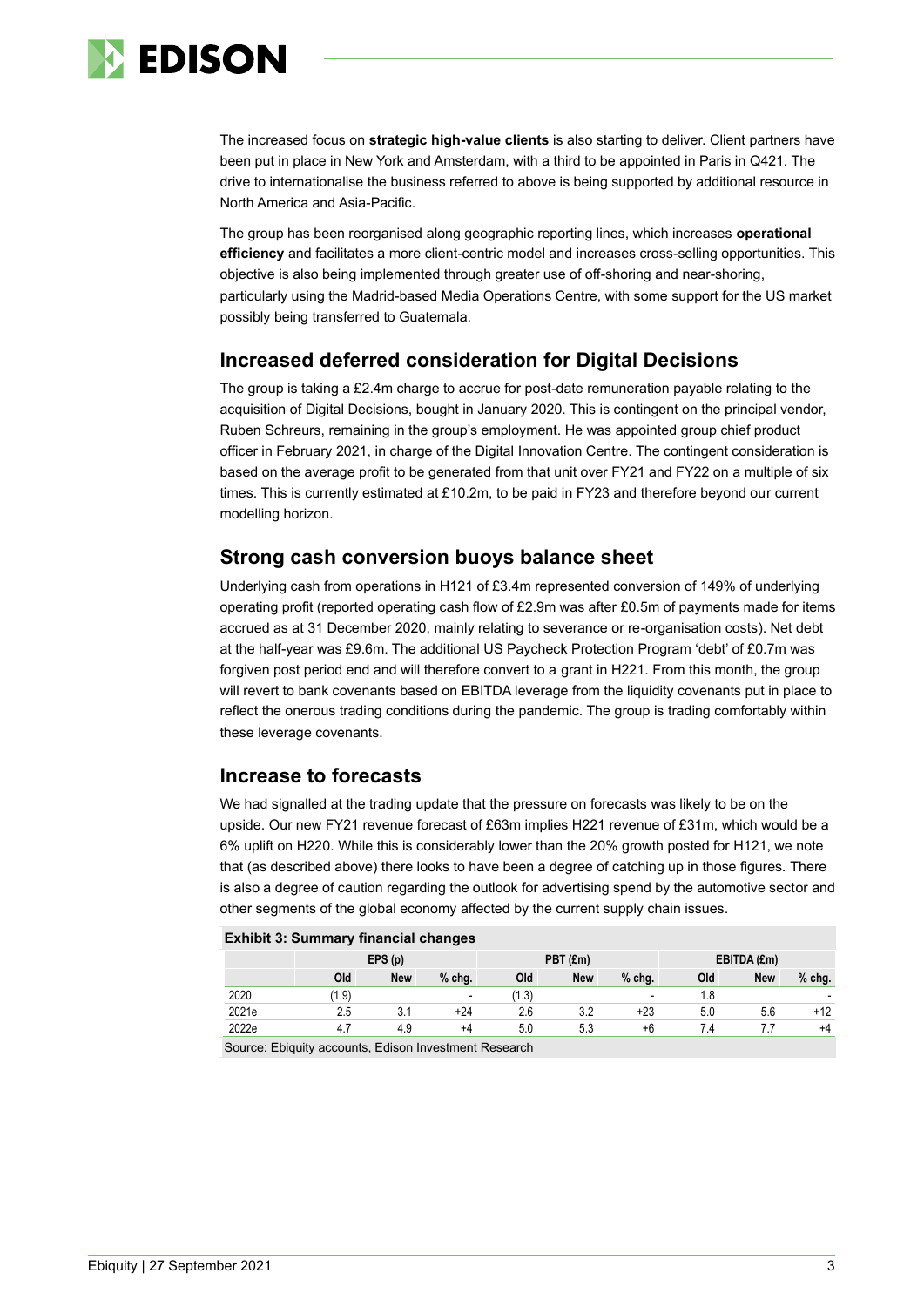The increased focus on **strategic high-value clients** is also starting to deliver. Client partners have been put in place in New York and Amsterdam, with a third to be appointed in Paris in Q421. The drive to internationalise the business referred to above is being supported by additional resource in North America and Asia-Pacific.

The group has been reorganised along geographic reporting lines, which increases **operational efficiency** and facilitates a more client-centric model and increases cross-selling opportunities. This objective is also being implemented through greater use of off-shoring and near-shoring, particularly using the Madrid-based Media Operations Centre, with some support for the US market possibly being transferred to Guatemala.

## Increased deferred consideration for Digital Decisions

The group is taking a £2.4m charge to accrue for post-date remuneration payable relating to the acquisition of Digital Decisions, bought in January 2020. This is contingent on the principal vendor, Ruben Schreurs, remaining in the group's employment. He was appointed group chief product officer in February 2021, in charge of the Digital Innovation Centre. The contingent consideration is based on the average profit to be generated from that unit over FY21 and FY22 on a multiple of six times. This is currently estimated at £10.2m, to be paid in FY23 and therefore beyond our current modelling horizon.

## Strong cash conversion buoys balance sheet

Underlying cash from operations in H121 of £3.4m represented conversion of 149% of underlying operating profit (reported operating cash flow of £2.9m was after £0.5m of payments made for items accrued as at 31 December 2020, mainly relating to severance or re-organisation costs). Net debt at the half-year was £9.6m. The additional US Paycheck Protection Program 'debt' of £0.7m was forgiven post period end and will therefore convert to a grant in H221. From this month, the group will revert to bank covenants based on EBITDA leverage from the liquidity covenants put in place to reflect the onerous trading conditions during the pandemic. The group is trading comfortably within these leverage covenants.

## Increase to forecasts

We had signalled at the trading update that the pressure on forecasts was likely to be on the upside. Our new FY21 revenue forecast of £63m implies H221 revenue of £31m, which would be a 6% uplift on H220. While this is considerably lower than the 20% growth posted for H121, we note that (as described above) there looks to have been a degree of catching up in those figures. There is also a degree of caution regarding the outlook for advertising spend by the automotive sector and other segments of the global economy affected by the current supply chain issues.

**Exhibit 3: Summary financial changes**

| | EPS (p) | | | PBT (£m) | | | EBITDA (£m) | | |
|---|---|---|---|---|---|---|---|---|---|
| | Old | New | % chg. | Old | New | % chg. | Old | New | % chg. |
| 2020 | (1.9) | | - | (1.3) | | - | 1.8 | | - |
| 2021e | 2.5 | 3.1 | +24 | 2.6 | 3.2 | +23 | 5.0 | 5.6 | +12 |
| 2022e | 4.7 | 4.9 | +4 | 5.0 | 5.3 | +6 | 7.4 | 7.7 | +4 |

Source: Ebiquity accounts, Edison Investment Research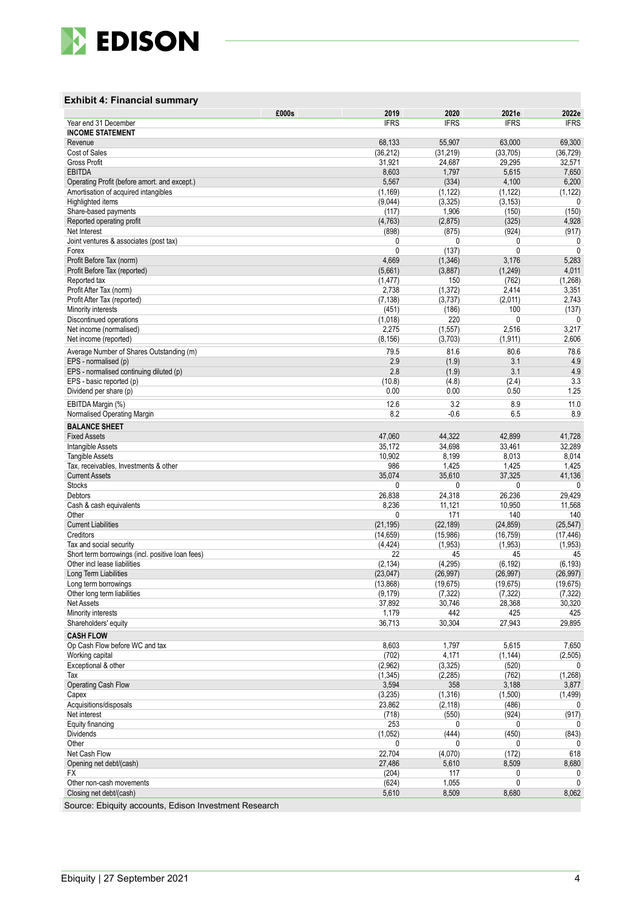### Exhibit 4: Financial summary

| £000s | 2019 | 2020 | 2021e | 2022e |
|---|---|---|---|---|
| Year end 31 December | IFRS | IFRS | IFRS | IFRS |
| **INCOME STATEMENT** | | | | |
| Revenue | 68,133 | 55,907 | 63,000 | 69,300 |
| Cost of Sales | (36,212) | (31,219) | (33,705) | (36,729) |
| Gross Profit | 31,921 | 24,687 | 29,295 | 32,571 |
| EBITDA | 8,603 | 1,797 | 5,615 | 7,650 |
| Operating Profit (before amort. and except.) | 5,567 | (334) | 4,100 | 6,200 |
| Amortisation of acquired intangibles | (1,169) | (1,122) | (1,122) | (1,122) |
| Highlighted items | (9,044) | (3,325) | (3,153) | 0 |
| Share-based payments | (117) | 1,906 | (150) | (150) |
| Reported operating profit | (4,763) | (2,875) | (325) | 4,928 |
| Net Interest | (898) | (875) | (924) | (917) |
| Joint ventures & associates (post tax) | 0 | 0 | 0 | 0 |
| Forex | 0 | (137) | 0 | 0 |
| Profit Before Tax (norm) | 4,669 | (1,346) | 3,176 | 5,283 |
| Profit Before Tax (reported) | (5,661) | (3,887) | (1,249) | 4,011 |
| Reported tax | (1,477) | 150 | (762) | (1,268) |
| Profit After Tax (norm) | 2,738 | (1,372) | 2,414 | 3,351 |
| Profit After Tax (reported) | (7,138) | (3,737) | (2,011) | 2,743 |
| Minority interests | (451) | (186) | 100 | (137) |
| Discontinued operations | (1,018) | 220 | 0 | 0 |
| Net income (normalised) | 2,275 | (1,557) | 2,516 | 3,217 |
| Net income (reported) | (8,156) | (3,703) | (1,911) | 2,606 |
| Average Number of Shares Outstanding (m) | 79.5 | 81.6 | 80.6 | 78.6 |
| EPS - normalised (p) | 2.9 | (1.9) | 3.1 | 4.9 |
| EPS - normalised continuing diluted (p) | 2.8 | (1.9) | 3.1 | 4.9 |
| EPS - basic reported (p) | (10.8) | (4.8) | (2.4) | 3.3 |
| Dividend per share (p) | 0.00 | 0.00 | 0.50 | 1.25 |
| EBITDA Margin (%) | 12.6 | 3.2 | 8.9 | 11.0 |
| Normalised Operating Margin | 8.2 | -0.6 | 6.5 | 8.9 |
| **BALANCE SHEET** | | | | |
| Fixed Assets | 47,060 | 44,322 | 42,899 | 41,728 |
| Intangible Assets | 35,172 | 34,698 | 33,461 | 32,289 |
| Tangible Assets | 10,902 | 8,199 | 8,013 | 8,014 |
| Tax, receivables, Investments & other | 986 | 1,425 | 1,425 | 1,425 |
| Current Assets | 35,074 | 35,610 | 37,325 | 41,136 |
| Stocks | 0 | 0 | 0 | 0 |
| Debtors | 26,838 | 24,318 | 26,236 | 29,429 |
| Cash & cash equivalents | 8,236 | 11,121 | 10,950 | 11,568 |
| Other | 0 | 171 | 140 | 140 |
| Current Liabilities | (21,195) | (22,189) | (24,859) | (25,547) |
| Creditors | (14,659) | (15,986) | (16,759) | (17,446) |
| Tax and social security | (4,424) | (1,953) | (1,953) | (1,953) |
| Short term borrowings (incl. positive loan fees) | 22 | 45 | 45 | 45 |
| Other incl lease liabilities | (2,134) | (4,295) | (6,192) | (6,193) |
| Long Term Liabilities | (23,047) | (26,997) | (26,997) | (26,997) |
| Long term borrowings | (13,868) | (19,675) | (19,675) | (19,675) |
| Other long term liabilities | (9,179) | (7,322) | (7,322) | (7,322) |
| Net Assets | 37,892 | 30,746 | 28,368 | 30,320 |
| Minority interests | 1,179 | 442 | 425 | 425 |
| Shareholders' equity | 36,713 | 30,304 | 27,943 | 29,895 |
| **CASH FLOW** | | | | |
| Op Cash Flow before WC and tax | 8,603 | 1,797 | 5,615 | 7,650 |
| Working capital | (702) | 4,171 | (1,144) | (2,505) |
| Exceptional & other | (2,962) | (3,325) | (520) | 0 |
| Tax | (1,345) | (2,285) | (762) | (1,268) |
| Operating Cash Flow | 3,594 | 358 | 3,188 | 3,877 |
| Capex | (3,235) | (1,316) | (1,500) | (1,499) |
| Acquisitions/disposals | 23,862 | (2,118) | (486) | 0 |
| Net interest | (718) | (550) | (924) | (917) |
| Equity financing | 253 | 0 | 0 | 0 |
| Dividends | (1,052) | (444) | (450) | (843) |
| Other | 0 | 0 | 0 | 0 |
| Net Cash Flow | 22,704 | (4,070) | (172) | 618 |
| Opening net debt/(cash) | 27,486 | 5,610 | 8,509 | 8,680 |
| FX | (204) | 117 | 0 | 0 |
| Other non-cash movements | (624) | 1,055 | 0 | 0 |
| Closing net debt/(cash) | 5,610 | 8,509 | 8,680 | 8,062 |

Source: Ebiquity accounts, Edison Investment Research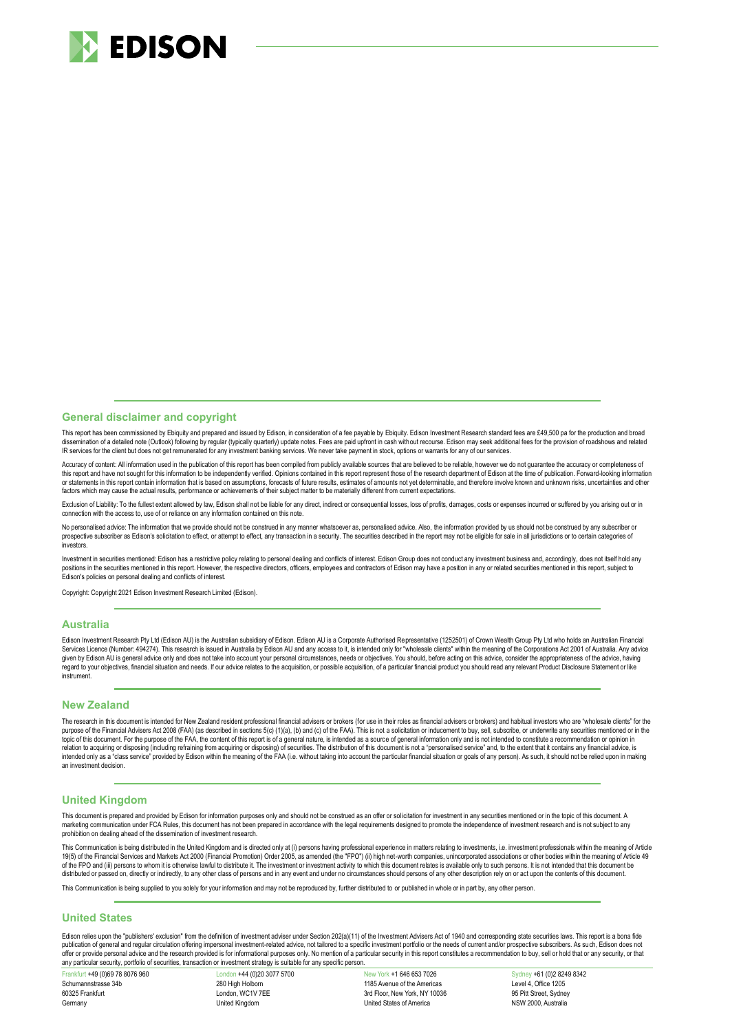## General disclaimer and copyright

This report has been commissioned by Ebiquity and prepared and issued by Edison, in consideration of a fee payable by Ebiquity. Edison Investment Research standard fees are £49,500 pa for the production and broad dissemination of a detailed note (Outlook) following by regular (typically quarterly) update notes. Fees are paid upfront in cash without recourse. Edison may seek additional fees for the provision of roadshows and related IR services for the client but does not get remunerated for any investment banking services. We never take payment in stock, options or warrants for any of our services.

Accuracy of content: All information used in the publication of this report has been compiled from publicly available sources that are believed to be reliable, however we do not guarantee the accuracy or completeness of this report and have not sought for this information to be independently verified. Opinions contained in this report represent those of the research department of Edison at the time of publication. Forward-looking information or statements in this report contain information that is based on assumptions, forecasts of future results, estimates of amounts not yet determinable, and therefore involve known and unknown risks, uncertainties and other factors which may cause the actual results, performance or achievements of their subject matter to be materially different from current expectations.

Exclusion of Liability: To the fullest extent allowed by law, Edison shall not be liable for any direct, indirect or consequential losses, loss of profits, damages, costs or expenses incurred or suffered by you arising out or in connection with the access to, use of or reliance on any information contained on this note.

No personalised advice: The information that we provide should not be construed in any manner whatsoever as, personalised advice. Also, the information provided by us should not be construed by any subscriber or prospective subscriber as Edison's solicitation to effect, or attempt to effect, any transaction in a security. The securities described in the report may not be eligible for sale in all jurisdictions or to certain categories of investors.

Investment in securities mentioned: Edison has a restrictive policy relating to personal dealing and conflicts of interest. Edison Group does not conduct any investment business and, accordingly, does not itself hold any positions in the securities mentioned in this report. However, the respective directors, officers, employees and contractors of Edison may have a position in any or related securities mentioned in this report, subject to Edison's policies on personal dealing and conflicts of interest.

Copyright: Copyright 2021 Edison Investment Research Limited (Edison).

## Australia

Edison Investment Research Pty Ltd (Edison AU) is the Australian subsidiary of Edison. Edison AU is a Corporate Authorised Representative (1252501) of Crown Wealth Group Pty Ltd who holds an Australian Financial Services Licence (Number: 494274). This research is issued in Australia by Edison AU and any access to it, is intended only for "wholesale clients" within the meaning of the Corporations Act 2001 of Australia. Any advice given by Edison AU is general advice only and does not take into account your personal circumstances, needs or objectives. You should, before acting on this advice, consider the appropriateness of the advice, having regard to your objectives, financial situation and needs. If our advice relates to the acquisition, or possible acquisition, of a particular financial product you should read any relevant Product Disclosure Statement or like instrument.

## New Zealand

The research in this document is intended for New Zealand resident professional financial advisers or brokers (for use in their roles as financial advisers or brokers) and habitual investors who are "wholesale clients" for the purpose of the Financial Advisers Act 2008 (FAA) (as described in sections 5(c) (1)(a), (b) and (c) of the FAA). This is not a solicitation or inducement to buy, sell, subscribe, or underwrite any securities mentioned or in the topic of this document. For the purpose of the FAA, the content of this report is of a general nature, is intended as a source of general information only and is not intended to constitute a recommendation or opinion in relation to acquiring or disposing (including refraining from acquiring or disposing) of securities. The distribution of this document is not a "personalised service" and, to the extent that it contains any financial advice, is intended only as a "class service" provided by Edison within the meaning of the FAA (i.e. without taking into account the particular financial situation or goals of any person). As such, it should not be relied upon in making an investment decision.

## United Kingdom

This document is prepared and provided by Edison for information purposes only and should not be construed as an offer or solicitation for investment in any securities mentioned or in the topic of this document. A marketing communication under FCA Rules, this document has not been prepared in accordance with the legal requirements designed to promote the independence of investment research and is not subject to any prohibition on dealing ahead of the dissemination of investment research.

This Communication is being distributed in the United Kingdom and is directed only at (i) persons having professional experience in matters relating to investments, i.e. investment professionals within the meaning of Article 19(5) of the Financial Services and Markets Act 2000 (Financial Promotion) Order 2005, as amended (the "FPO") (ii) high net-worth companies, unincorporated associations or other bodies within the meaning of Article 49 of the FPO and (iii) persons to whom it is otherwise lawful to distribute it. The investment or investment activity to which this document relates is available only to such persons. It is not intended that this document be distributed or passed on, directly or indirectly, to any other class of persons and in any event and under no circumstances should persons of any other description rely on or act upon the contents of this document.

This Communication is being supplied to you solely for your information and may not be reproduced by, further distributed to or published in whole or in part by, any other person.

## United States

Edison relies upon the "publishers' exclusion" from the definition of investment adviser under Section 202(a)(11) of the Investment Advisers Act of 1940 and corresponding state securities laws. This report is a bona fide publication of general and regular circulation offering impersonal investment-related advice, not tailored to a specific investment portfolio or the needs of current and/or prospective subscribers. As such, Edison does not offer or provide personal advice and the research provided is for informational purposes only. No mention of a particular security in this report constitutes a recommendation to buy, sell or hold that or any security, or that any particular security, portfolio of securities, transaction or investment strategy is suitable for any specific person.

Frankfurt +49 (0)69 78 8076 960
Schumannstrasse 34b
60325 Frankfurt
Germany

London +44 (0)20 3077 5700
280 High Holborn
London, WC1V 7EE
United Kingdom

New York +1 646 653 7026
1185 Avenue of the Americas
3rd Floor, New York, NY 10036
United States of America

Sydney +61 (0)2 8249 8342
Level 4, Office 1205
95 Pitt Street, Sydney
NSW 2000, Australia